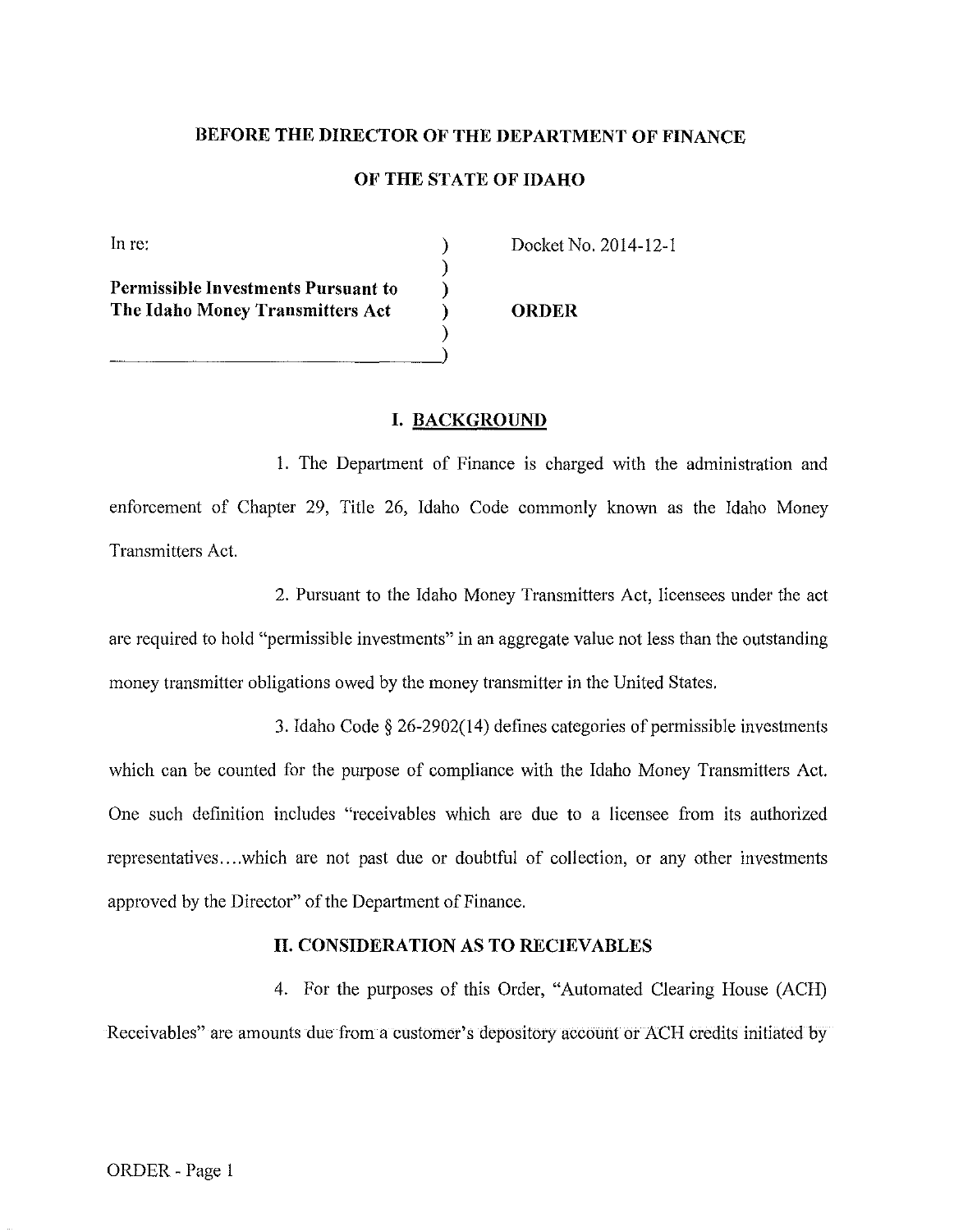**BEFORE THE DIRECTOR OF THE DEPARTMENT OF FINANCE**

**OF THE STATE OF IDAHO**

In re:

**Permissible Investments Pursuant to The Idaho Money Transmitters Act**

Docket No. 2014-12-1

**ORDER**

## I. BACKGROUND

1. The Department of Finance is charged with the administration and enforcement of Chapter 29, Title 26, Idaho Code commonly known as the Idaho Money Transmitters Act.

2. Pursuant to the Idaho Money Transmitters Act, licensees under the act are required to hold "permissible investments" in an aggregate value not less than the outstanding money transmitter obligations owed by the money transmitter in the United States.

3. Idaho Code § 26-2902(14) defines categories of permissible investments which can be counted for the purpose of compliance with the Idaho Money Transmitters Act. One such definition includes "receivables which are due to a licensee from its authorized representatives....which are not past due or doubtful of collection, or any other investments approved by the Director" of the Department of Finance.

## II. CONSIDERATION AS TO RECIEVABLES

4. For the purposes of this Order, "Automated Clearing House (ACH) Receivables" are amounts due from a customer's depository account or ACH credits initiated by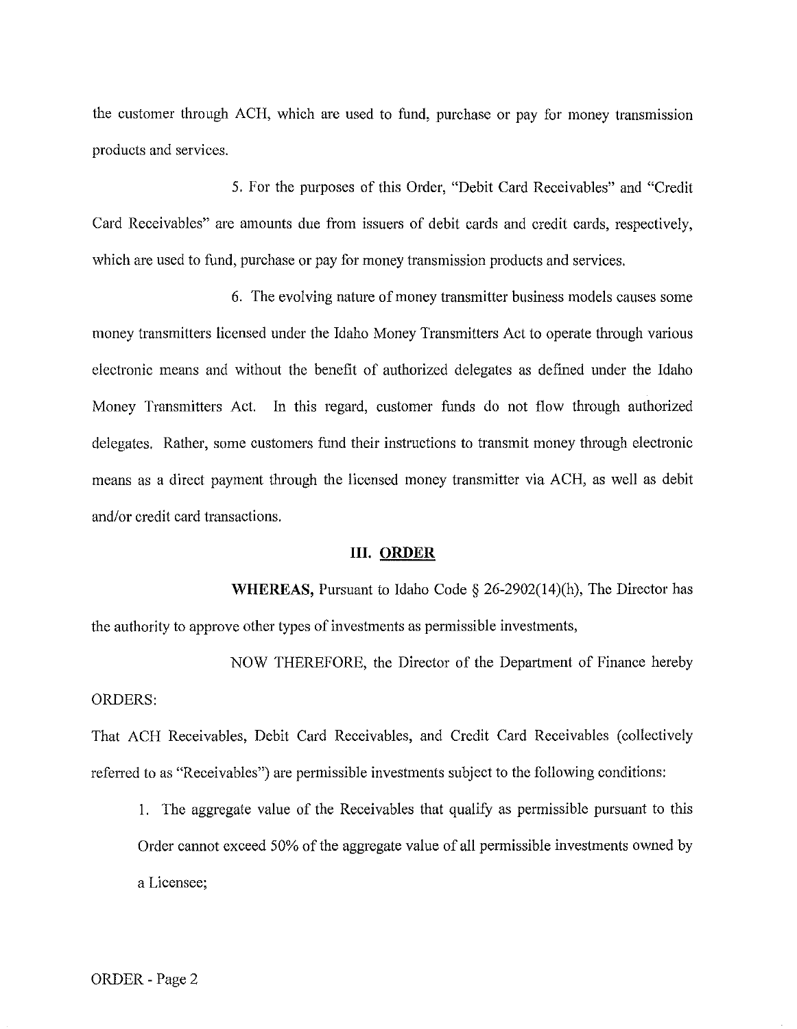the customer through ACH, which are used to fund, purchase or pay for money transmission products and services.

5. For the purposes of this Order, "Debit Card Receivables" and "Credit Card Receivables" are amounts due from issuers of debit cards and credit cards, respectively, which are used to fund, purchase or pay for money transmission products and services.

6. The evolving nature of money transmitter business models causes some money transmitters licensed under the Idaho Money Transmitters Act to operate through various electronic means and without the benefit of authorized delegates as defined under the Idaho Money Transmitters Act. In this regard, customer funds do not flow through authorized delegates. Rather, some customers fund their instructions to transmit money through electronic means as a direct payment through the licensed money transmitter via ACH, as well as debit and/or credit card transactions.

## III. ORDER

**WHEREAS,** Pursuant to Idaho Code § 26-2902(14)(h), The Director has the authority to approve other types of investments as permissible investments,

NOW THEREFORE, the Director of the Department of Finance hereby ORDERS:

That ACH Receivables, Debit Card Receivables, and Credit Card Receivables (collectively referred to as "Receivables") are permissible investments subject to the following conditions:

1. The aggregate value of the Receivables that qualify as permissible pursuant to this Order cannot exceed 50% of the aggregate value of all permissible investments owned by a Licensee;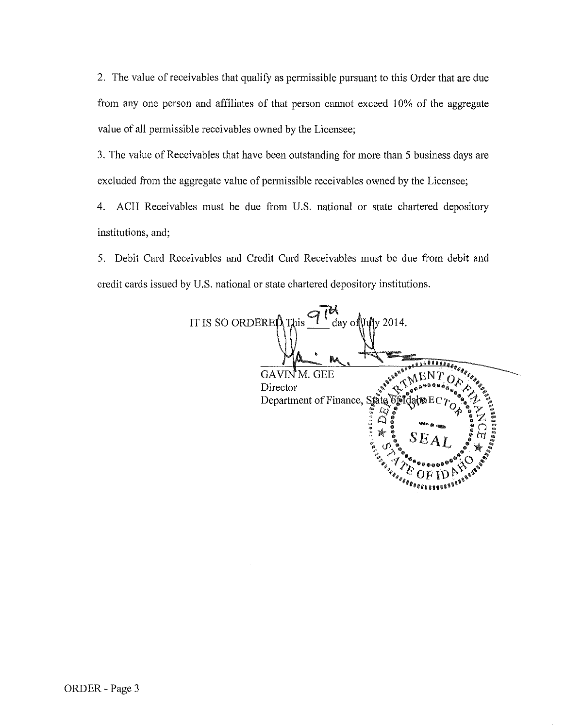2. The value of receivables that qualify as permissible pursuant to this Order that are due from any one person and affiliates of that person cannot exceed 10% of the aggregate value of all permissible receivables owned by the Licensee;

3. The value of Receivables that have been outstanding for more than 5 business days are excluded from the aggregate value of permissible receivables owned by the Licensee;

4. ACH Receivables must be due from U.S. national or state chartered depository institutions, and;

5. Debit Card Receivables and Credit Card Receivables must be due from debit and credit cards issued by U.S. national or state chartered depository institutions.

IT IS SO ORDERED This 9th day of July 2014.

GAVIN M. GEE
Director
Department of Finance, State of Idaho

DEPARTMENT OF FINANCE
DIRECTOR
SEAL
STATE OF IDAHO

ORDER - Page 3